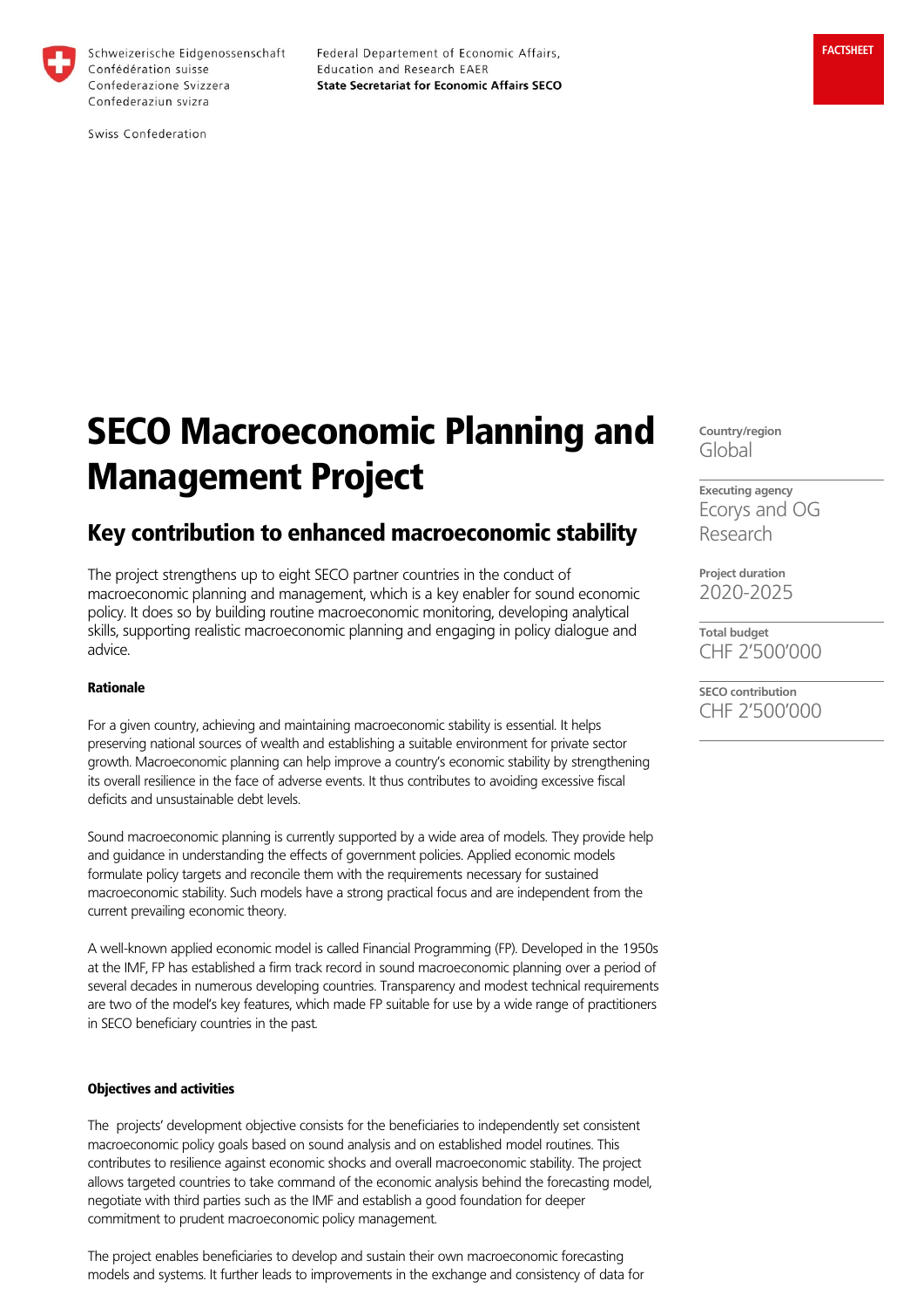Schweizerische Eidgenossenschaft
Confédération suisse
Confederazione Svizzera
Confederaziun svizra

Swiss Confederation

Federal Departement of Economic Affairs,
Education and Research EAER
**State Secretariat for Economic Affairs SECO**

**FACTSHEET**

# SECO Macroeconomic Planning and Management Project

## Key contribution to enhanced macroeconomic stability

The project strengthens up to eight SECO partner countries in the conduct of macroeconomic planning and management, which is a key enabler for sound economic policy. It does so by building routine macroeconomic monitoring, developing analytical skills, supporting realistic macroeconomic planning and engaging in policy dialogue and advice.

**Country/region**
Global

**Executing agency**
Ecorys and OG Research

**Project duration**
2020-2025

**Total budget**
CHF 2'500'000

**SECO contribution**
CHF 2'500'000

**Rationale**

For a given country, achieving and maintaining macroeconomic stability is essential. It helps preserving national sources of wealth and establishing a suitable environment for private sector growth. Macroeconomic planning can help improve a country's economic stability by strengthening its overall resilience in the face of adverse events. It thus contributes to avoiding excessive fiscal deficits and unsustainable debt levels.

Sound macroeconomic planning is currently supported by a wide area of models. They provide help and guidance in understanding the effects of government policies. Applied economic models formulate policy targets and reconcile them with the requirements necessary for sustained macroeconomic stability. Such models have a strong practical focus and are independent from the current prevailing economic theory.

A well-known applied economic model is called Financial Programming (FP). Developed in the 1950s at the IMF, FP has established a firm track record in sound macroeconomic planning over a period of several decades in numerous developing countries. Transparency and modest technical requirements are two of the model's key features, which made FP suitable for use by a wide range of practitioners in SECO beneficiary countries in the past.

**Objectives and activities**

The projects' development objective consists for the beneficiaries to independently set consistent macroeconomic policy goals based on sound analysis and on established model routines. This contributes to resilience against economic shocks and overall macroeconomic stability. The project allows targeted countries to take command of the economic analysis behind the forecasting model, negotiate with third parties such as the IMF and establish a good foundation for deeper commitment to prudent macroeconomic policy management.

The project enables beneficiaries to develop and sustain their own macroeconomic forecasting models and systems. It further leads to improvements in the exchange and consistency of data for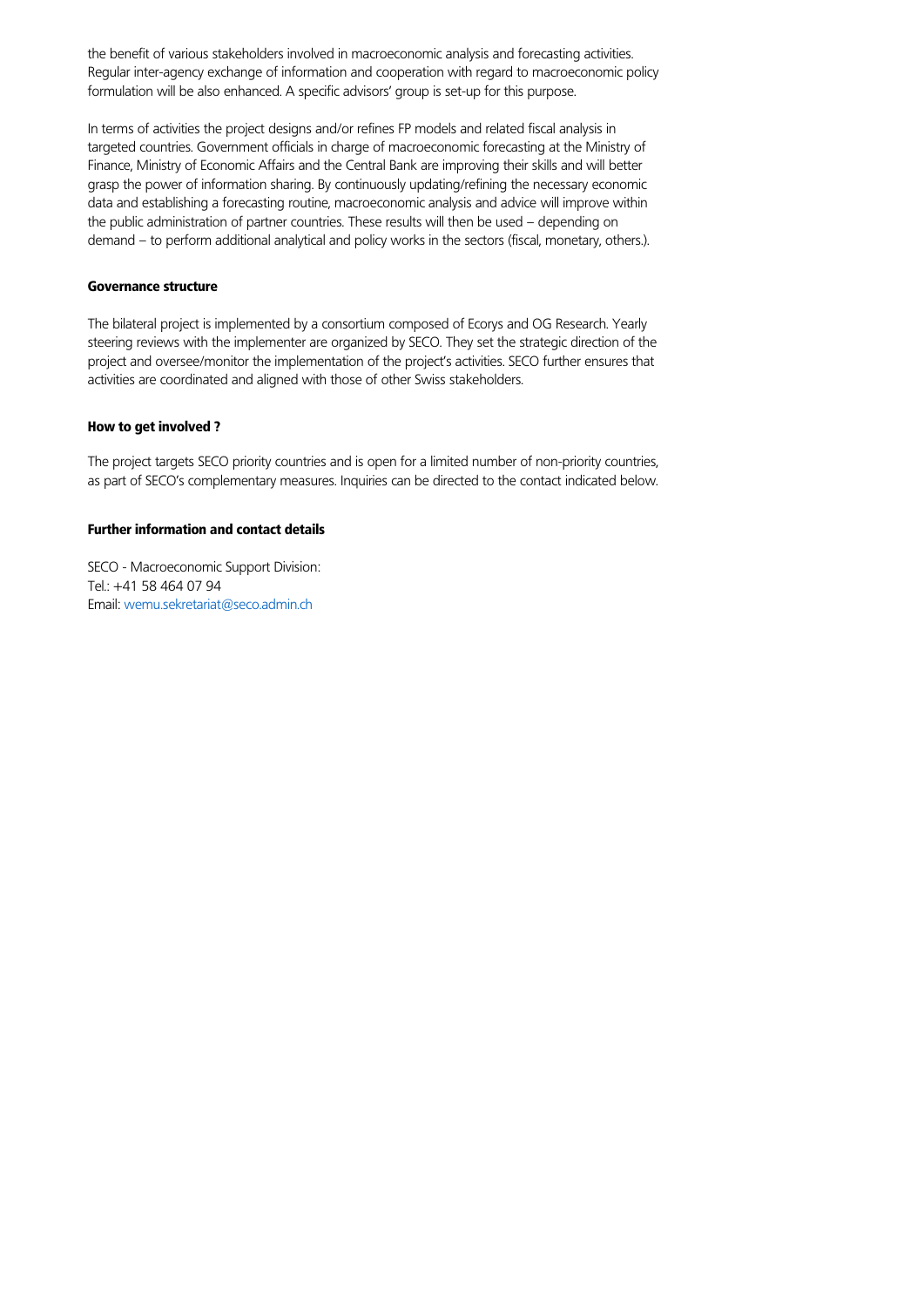the benefit of various stakeholders involved in macroeconomic analysis and forecasting activities. Regular inter-agency exchange of information and cooperation with regard to macroeconomic policy formulation will be also enhanced. A specific advisors' group is set-up for this purpose.

In terms of activities the project designs and/or refines FP models and related fiscal analysis in targeted countries. Government officials in charge of macroeconomic forecasting at the Ministry of Finance, Ministry of Economic Affairs and the Central Bank are improving their skills and will better grasp the power of information sharing. By continuously updating/refining the necessary economic data and establishing a forecasting routine, macroeconomic analysis and advice will improve within the public administration of partner countries. These results will then be used – depending on demand – to perform additional analytical and policy works in the sectors (fiscal, monetary, others.).

**Governance structure**

The bilateral project is implemented by a consortium composed of Ecorys and OG Research. Yearly steering reviews with the implementer are organized by SECO. They set the strategic direction of the project and oversee/monitor the implementation of the project's activities. SECO further ensures that activities are coordinated and aligned with those of other Swiss stakeholders.

**How to get involved ?**

The project targets SECO priority countries and is open for a limited number of non-priority countries, as part of SECO's complementary measures. Inquiries can be directed to the contact indicated below.

**Further information and contact details**

SECO - Macroeconomic Support Division:
Tel.: +41 58 464 07 94
Email: wemu.sekretariat@seco.admin.ch